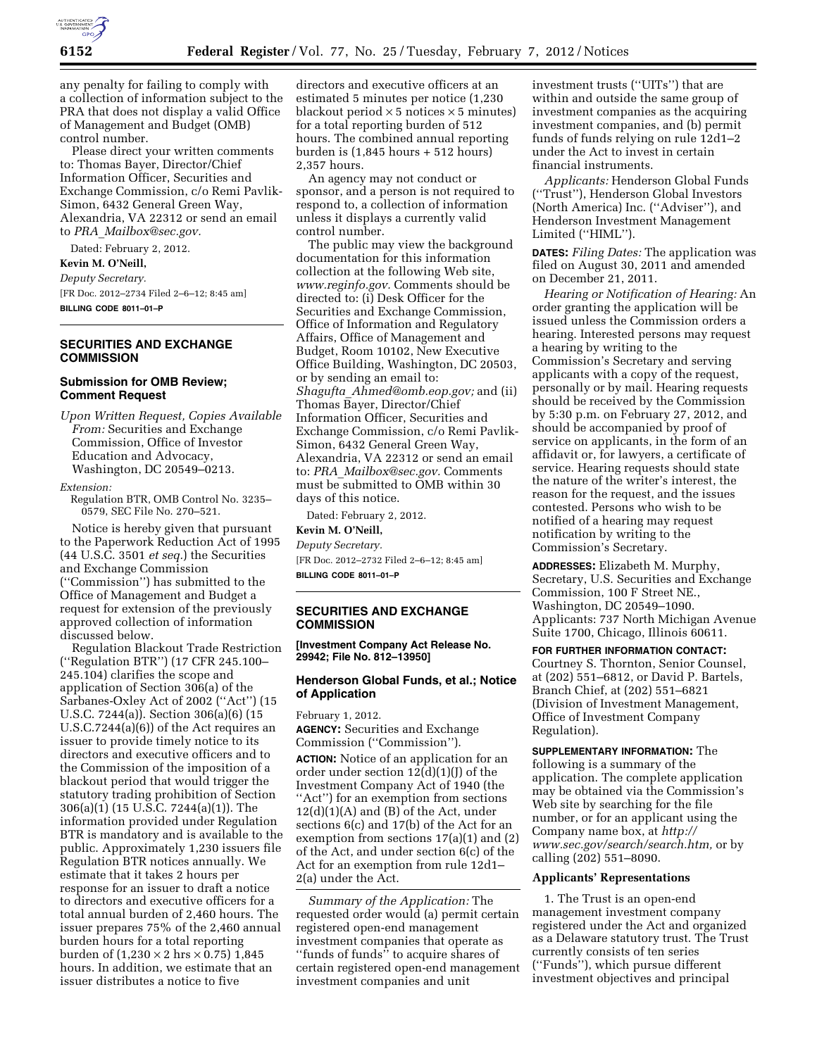any penalty for failing to comply with a collection of information subject to the PRA that does not display a valid Office of Management and Budget (OMB) control number.

Please direct your written comments to: Thomas Bayer, Director/Chief Information Officer, Securities and Exchange Commission, c/o Remi Pavlik-Simon, 6432 General Green Way, Alexandria, VA 22312 or send an email to *PRA_Mailbox@sec.gov.*

Dated: February 2, 2012.

**Kevin M. O'Neill,**

*Deputy Secretary.*

[FR Doc. 2012–2734 Filed 2–6–12; 8:45 am]

**BILLING CODE 8011–01–P**

---

## SECURITIES AND EXCHANGE COMMISSION

### Submission for OMB Review; Comment Request

*Upon Written Request, Copies Available From:* Securities and Exchange Commission, Office of Investor Education and Advocacy, Washington, DC 20549–0213.

*Extension:*

Regulation BTR, OMB Control No. 3235–0579, SEC File No. 270–521.

Notice is hereby given that pursuant to the Paperwork Reduction Act of 1995 (44 U.S.C. 3501 *et seq.*) the Securities and Exchange Commission ("Commission") has submitted to the Office of Management and Budget a request for extension of the previously approved collection of information discussed below.

Regulation Blackout Trade Restriction ("Regulation BTR") (17 CFR 245.100–245.104) clarifies the scope and application of Section 306(a) of the Sarbanes-Oxley Act of 2002 ("Act") (15 U.S.C. 7244(a)). Section 306(a)(6) (15 U.S.C.7244(a)(6)) of the Act requires an issuer to provide timely notice to its directors and executive officers and to the Commission of the imposition of a blackout period that would trigger the statutory trading prohibition of Section 306(a)(1) (15 U.S.C. 7244(a)(1)). The information provided under Regulation BTR is mandatory and is available to the public. Approximately 1,230 issuers file Regulation BTR notices annually. We estimate that it takes 2 hours per response for an issuer to draft a notice to directors and executive officers for a total annual burden of 2,460 hours. The issuer prepares 75% of the 2,460 annual burden hours for a total reporting burden of ($1{,}230 \times 2$ hrs $\times 0.75$) 1,845 hours. In addition, we estimate that an issuer distributes a notice to five directors and executive officers at an estimated 5 minutes per notice (1,230 blackout period $\times$ 5 notices $\times$ 5 minutes) for a total reporting burden of 512 hours. The combined annual reporting burden is (1,845 hours + 512 hours) 2,357 hours.

An agency may not conduct or sponsor, and a person is not required to respond to, a collection of information unless it displays a currently valid control number.

The public may view the background documentation for this information collection at the following Web site, *www.reginfo.gov.* Comments should be directed to: (i) Desk Officer for the Securities and Exchange Commission, Office of Information and Regulatory Affairs, Office of Management and Budget, Room 10102, New Executive Office Building, Washington, DC 20503, or by sending an email to: *Shagufta_Ahmed@omb.eop.gov;* and (ii) Thomas Bayer, Director/Chief Information Officer, Securities and Exchange Commission, c/o Remi Pavlik-Simon, 6432 General Green Way, Alexandria, VA 22312 or send an email to: *PRA_Mailbox@sec.gov.* Comments must be submitted to OMB within 30 days of this notice.

Dated: February 2, 2012.

**Kevin M. O'Neill,**

*Deputy Secretary.*

[FR Doc. 2012–2732 Filed 2–6–12; 8:45 am]

**BILLING CODE 8011–01–P**

---

## SECURITIES AND EXCHANGE COMMISSION

**[Investment Company Act Release No. 29942; File No. 812–13950]**

### Henderson Global Funds, et al.; Notice of Application

February 1, 2012.

**AGENCY:** Securities and Exchange Commission ("Commission").

**ACTION:** Notice of an application for an order under section 12(d)(1)(J) of the Investment Company Act of 1940 (the "Act") for an exemption from sections 12(d)(1)(A) and (B) of the Act, under sections 6(c) and 17(b) of the Act for an exemption from sections 17(a)(1) and (2) of the Act, and under section 6(c) of the Act for an exemption from rule 12d1–2(a) under the Act.

*Summary of the Application:* The requested order would (a) permit certain registered open-end management investment companies that operate as "funds of funds" to acquire shares of certain registered open-end management investment companies and unit investment trusts ("UITs") that are within and outside the same group of investment companies as the acquiring investment companies, and (b) permit funds of funds relying on rule 12d1–2 under the Act to invest in certain financial instruments.

*Applicants:* Henderson Global Funds ("Trust"), Henderson Global Investors (North America) Inc. ("Adviser"), and Henderson Investment Management Limited ("HIML").

**DATES:** *Filing Dates:* The application was filed on August 30, 2011 and amended on December 21, 2011.

*Hearing or Notification of Hearing:* An order granting the application will be issued unless the Commission orders a hearing. Interested persons may request a hearing by writing to the Commission's Secretary and serving applicants with a copy of the request, personally or by mail. Hearing requests should be received by the Commission by 5:30 p.m. on February 27, 2012, and should be accompanied by proof of service on applicants, in the form of an affidavit or, for lawyers, a certificate of service. Hearing requests should state the nature of the writer's interest, the reason for the request, and the issues contested. Persons who wish to be notified of a hearing may request notification by writing to the Commission's Secretary.

**ADDRESSES:** Elizabeth M. Murphy, Secretary, U.S. Securities and Exchange Commission, 100 F Street NE., Washington, DC 20549–1090. Applicants: 737 North Michigan Avenue Suite 1700, Chicago, Illinois 60611.

**FOR FURTHER INFORMATION CONTACT:** Courtney S. Thornton, Senior Counsel, at (202) 551–6812, or David P. Bartels, Branch Chief, at (202) 551–6821 (Division of Investment Management, Office of Investment Company Regulation).

**SUPPLEMENTARY INFORMATION:** The following is a summary of the application. The complete application may be obtained via the Commission's Web site by searching for the file number, or for an applicant using the Company name box, at *http://www.sec.gov/search/search.htm,* or by calling (202) 551–8090.

### Applicants' Representations

1. The Trust is an open-end management investment company registered under the Act and organized as a Delaware statutory trust. The Trust currently consists of ten series ("Funds"), which pursue different investment objectives and principal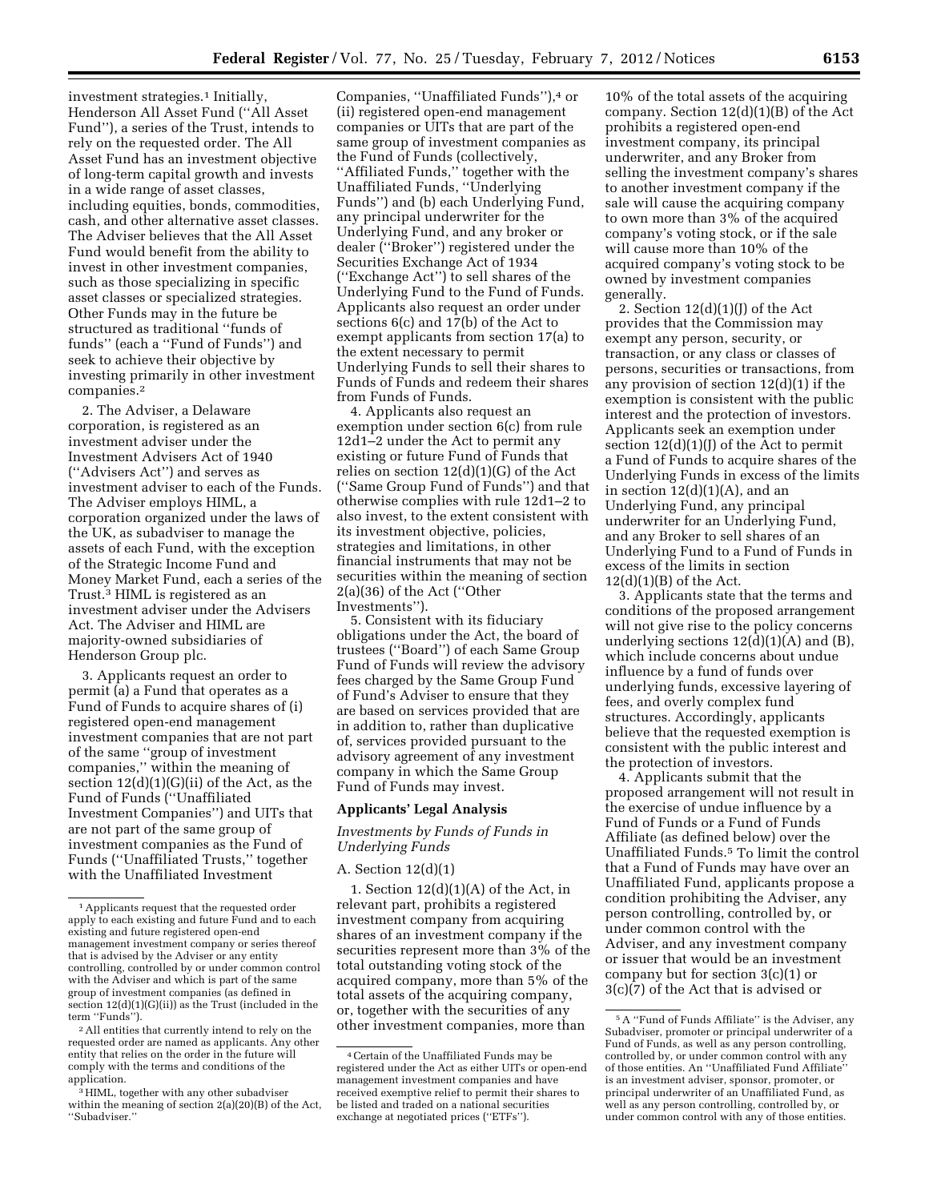investment strategies.[1] Initially, Henderson All Asset Fund (''All Asset Fund''), a series of the Trust, intends to rely on the requested order. The All Asset Fund has an investment objective of long-term capital growth and invests in a wide range of asset classes, including equities, bonds, commodities, cash, and other alternative asset classes. The Adviser believes that the All Asset Fund would benefit from the ability to invest in other investment companies, such as those specializing in specific asset classes or specialized strategies. Other Funds may in the future be structured as traditional ''funds of funds'' (each a ''Fund of Funds'') and seek to achieve their objective by investing primarily in other investment companies.[2]

2. The Adviser, a Delaware corporation, is registered as an investment adviser under the Investment Advisers Act of 1940 (''Advisers Act'') and serves as investment adviser to each of the Funds. The Adviser employs HIML, a corporation organized under the laws of the UK, as subadviser to manage the assets of each Fund, with the exception of the Strategic Income Fund and Money Market Fund, each a series of the Trust.[3] HIML is registered as an investment adviser under the Advisers Act. The Adviser and HIML are majority-owned subsidiaries of Henderson Group plc.

3. Applicants request an order to permit (a) a Fund that operates as a Fund of Funds to acquire shares of (i) registered open-end management investment companies that are not part of the same ''group of investment companies,'' within the meaning of section 12(d)(1)(G)(ii) of the Act, as the Fund of Funds (''Unaffiliated Investment Companies'') and UITs that are not part of the same group of investment companies as the Fund of Funds (''Unaffiliated Trusts,'' together with the Unaffiliated Investment Companies, ''Unaffiliated Funds''),[4] or (ii) registered open-end management companies or UITs that are part of the same group of investment companies as the Fund of Funds (collectively, ''Affiliated Funds,'' together with the Unaffiliated Funds, ''Underlying Funds'') and (b) each Underlying Fund, any principal underwriter for the Underlying Fund, and any broker or dealer (''Broker'') registered under the Securities Exchange Act of 1934 (''Exchange Act'') to sell shares of the Underlying Fund to the Fund of Funds. Applicants also request an order under sections 6(c) and 17(b) of the Act to exempt applicants from section 17(a) to the extent necessary to permit Underlying Funds to sell their shares to Funds of Funds and redeem their shares from Funds of Funds.

4. Applicants also request an exemption under section 6(c) from rule 12d1–2 under the Act to permit any existing or future Fund of Funds that relies on section 12(d)(1)(G) of the Act (''Same Group Fund of Funds'') and that otherwise complies with rule 12d1–2 to also invest, to the extent consistent with its investment objective, policies, strategies and limitations, in other financial instruments that may not be securities within the meaning of section 2(a)(36) of the Act (''Other Investments'').

5. Consistent with its fiduciary obligations under the Act, the board of trustees (''Board'') of each Same Group Fund of Funds will review the advisory fees charged by the Same Group Fund of Fund's Adviser to ensure that they are based on services provided that are in addition to, rather than duplicative of, services provided pursuant to the advisory agreement of any investment company in which the Same Group Fund of Funds may invest.

## Applicants' Legal Analysis

*Investments by Funds of Funds in Underlying Funds*

A. Section 12(d)(1)

1. Section 12(d)(1)(A) of the Act, in relevant part, prohibits a registered investment company from acquiring shares of an investment company if the securities represent more than 3% of the total outstanding voting stock of the acquired company, more than 5% of the total assets of the acquiring company, or, together with the securities of any other investment companies, more than 10% of the total assets of the acquiring company. Section 12(d)(1)(B) of the Act prohibits a registered open-end investment company, its principal underwriter, and any Broker from selling the investment company's shares to another investment company if the sale will cause the acquiring company to own more than 3% of the acquired company's voting stock, or if the sale will cause more than 10% of the acquired company's voting stock to be owned by investment companies generally.

2. Section 12(d)(1)(J) of the Act provides that the Commission may exempt any person, security, or transaction, or any class or classes of persons, securities or transactions, from any provision of section 12(d)(1) if the exemption is consistent with the public interest and the protection of investors. Applicants seek an exemption under section 12(d)(1)(J) of the Act to permit a Fund of Funds to acquire shares of the Underlying Funds in excess of the limits in section 12(d)(1)(A), and an Underlying Fund, any principal underwriter for an Underlying Fund, and any Broker to sell shares of an Underlying Fund to a Fund of Funds in excess of the limits in section 12(d)(1)(B) of the Act.

3. Applicants state that the terms and conditions of the proposed arrangement will not give rise to the policy concerns underlying sections 12(d)(1)(A) and (B), which include concerns about undue influence by a fund of funds over underlying funds, excessive layering of fees, and overly complex fund structures. Accordingly, applicants believe that the requested exemption is consistent with the public interest and the protection of investors.

4. Applicants submit that the proposed arrangement will not result in the exercise of undue influence by a Fund of Funds or a Fund of Funds Affiliate (as defined below) over the Unaffiliated Funds.[5] To limit the control that a Fund of Funds may have over an Unaffiliated Fund, applicants propose a condition prohibiting the Adviser, any person controlling, controlled by, or under common control with the Adviser, and any investment company or issuer that would be an investment company but for section 3(c)(1) or 3(c)(7) of the Act that is advised or

---

[1] Applicants request that the requested order apply to each existing and future Fund and to each existing and future registered open-end management investment company or series thereof that is advised by the Adviser or any entity controlling, controlled by or under common control with the Adviser and which is part of the same group of investment companies (as defined in section 12(d)(1)(G)(ii)) as the Trust (included in the term ''Funds'').

[2] All entities that currently intend to rely on the requested order are named as applicants. Any other entity that relies on the order in the future will comply with the terms and conditions of the application.

[3] HIML, together with any other subadviser within the meaning of section 2(a)(20)(B) of the Act, ''Subadviser.''

[4] Certain of the Unaffiliated Funds may be registered under the Act as either UITs or open-end management investment companies and have received exemptive relief to permit their shares to be listed and traded on a national securities exchange at negotiated prices (''ETFs'').

[5] A ''Fund of Funds Affiliate'' is the Adviser, any Subadviser, promoter or principal underwriter of a Fund of Funds, as well as any person controlling, controlled by, or under common control with any of those entities. An ''Unaffiliated Fund Affiliate'' is an investment adviser, sponsor, promoter, or principal underwriter of an Unaffiliated Fund, as well as any person controlling, controlled by, or under common control with any of those entities.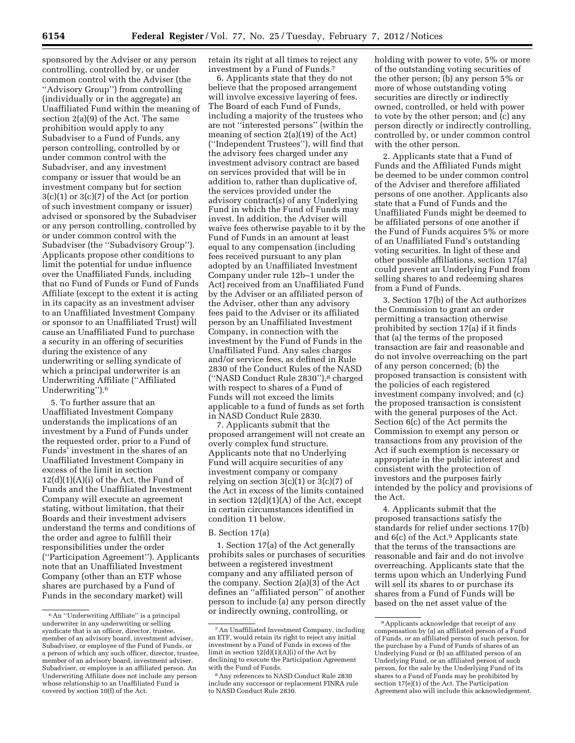sponsored by the Adviser or any person controlling, controlled by, or under common control with the Adviser (the ''Advisory Group'') from controlling (individually or in the aggregate) an Unaffiliated Fund within the meaning of section 2(a)(9) of the Act. The same prohibition would apply to any Subadviser to a Fund of Funds, any person controlling, controlled by or under common control with the Subadviser, and any investment company or issuer that would be an investment company but for section 3(c)(1) or 3(c)(7) of the Act (or portion of such investment company or issuer) advised or sponsored by the Subadviser or any person controlling, controlled by or under common control with the Subadviser (the ''Subadvisory Group''). Applicants propose other conditions to limit the potential for undue influence over the Unaffiliated Funds, including that no Fund of Funds or Fund of Funds Affiliate (except to the extent it is acting in its capacity as an investment adviser to an Unaffiliated Investment Company or sponsor to an Unaffiliated Trust) will cause an Unaffiliated Fund to purchase a security in an offering of securities during the existence of any underwriting or selling syndicate of which a principal underwriter is an Underwriting Affiliate (''Affiliated Underwriting'').[6]

5. To further assure that an Unaffiliated Investment Company understands the implications of an investment by a Fund of Funds under the requested order, prior to a Fund of Funds' investment in the shares of an Unaffiliated Investment Company in excess of the limit in section 12(d)(1)(A)(i) of the Act, the Fund of Funds and the Unaffiliated Investment Company will execute an agreement stating, without limitation, that their Boards and their investment advisers understand the terms and conditions of the order and agree to fulfill their responsibilities under the order (''Participation Agreement''). Applicants note that an Unaffiliated Investment Company (other than an ETF whose shares are purchased by a Fund of Funds in the secondary market) will retain its right at all times to reject any investment by a Fund of Funds.[7]

6. Applicants state that they do not believe that the proposed arrangement will involve excessive layering of fees. The Board of each Fund of Funds, including a majority of the trustees who are not ''interested persons'' (within the meaning of section 2(a)(19) of the Act) (''Independent Trustees''), will find that the advisory fees charged under any investment advisory contract are based on services provided that will be in addition to, rather than duplicative of, the services provided under the advisory contract(s) of any Underlying Fund in which the Fund of Funds may invest. In addition, the Adviser will waive fees otherwise payable to it by the Fund of Funds in an amount at least equal to any compensation (including fees received pursuant to any plan adopted by an Unaffiliated Investment Company under rule 12b–1 under the Act) received from an Unaffiliated Fund by the Adviser or an affiliated person of the Adviser, other than any advisory fees paid to the Adviser or its affiliated person by an Unaffiliated Investment Company, in connection with the investment by the Fund of Funds in the Unaffiliated Fund. Any sales charges and/or service fees, as defined in Rule 2830 of the Conduct Rules of the NASD (''NASD Conduct Rule 2830''),[8] charged with respect to shares of a Fund of Funds will not exceed the limits applicable to a fund of funds as set forth in NASD Conduct Rule 2830.

7. Applicants submit that the proposed arrangement will not create an overly complex fund structure. Applicants note that no Underlying Fund will acquire securities of any investment company or company relying on section 3(c)(1) or 3(c)(7) of the Act in excess of the limits contained in section 12(d)(1)(A) of the Act, except in certain circumstances identified in condition 11 below.

B. Section 17(a)

1. Section 17(a) of the Act generally prohibits sales or purchases of securities between a registered investment company and any affiliated person of the company. Section 2(a)(3) of the Act defines an ''affiliated person'' of another person to include (a) any person directly or indirectly owning, controlling, or holding with power to vote, 5% or more of the outstanding voting securities of the other person; (b) any person 5% or more of whose outstanding voting securities are directly or indirectly owned, controlled, or held with power to vote by the other person; and (c) any person directly or indirectly controlling, controlled by, or under common control with the other person.

2. Applicants state that a Fund of Funds and the Affiliated Funds might be deemed to be under common control of the Adviser and therefore affiliated persons of one another. Applicants also state that a Fund of Funds and the Unaffiliated Funds might be deemed to be affiliated persons of one another if the Fund of Funds acquires 5% or more of an Unaffiliated Fund's outstanding voting securities. In light of these and other possible affiliations, section 17(a) could prevent an Underlying Fund from selling shares to and redeeming shares from a Fund of Funds.

3. Section 17(b) of the Act authorizes the Commission to grant an order permitting a transaction otherwise prohibited by section 17(a) if it finds that (a) the terms of the proposed transaction are fair and reasonable and do not involve overreaching on the part of any person concerned; (b) the proposed transaction is consistent with the policies of each registered investment company involved; and (c) the proposed transaction is consistent with the general purposes of the Act. Section 6(c) of the Act permits the Commission to exempt any person or transactions from any provision of the Act if such exemption is necessary or appropriate in the public interest and consistent with the protection of investors and the purposes fairly intended by the policy and provisions of the Act.

4. Applicants submit that the proposed transactions satisfy the standards for relief under sections 17(b) and 6(c) of the Act.[9] Applicants state that the terms of the transactions are reasonable and fair and do not involve overreaching. Applicants state that the terms upon which an Underlying Fund will sell its shares to or purchase its shares from a Fund of Funds will be based on the net asset value of the

---

[6] An ''Underwriting Affiliate'' is a principal underwriter in any underwriting or selling syndicate that is an officer, director, trustee, member of an advisory board, investment adviser, Subadviser, or employee of the Fund of Funds, or a person of which any such officer, director, trustee, member of an advisory board, investment adviser, Subadviser, or employee is an affiliated person. An Underwriting Affiliate does not include any person whose relationship to an Unaffiliated Fund is covered by section 10(f) of the Act.

[7] An Unaffiliated Investment Company, including an ETF, would retain its right to reject any initial investment by a Fund of Funds in excess of the limit in section 12(d)(1)(A)(i) of the Act by declining to execute the Participation Agreement with the Fund of Funds.

[8] Any references to NASD Conduct Rule 2830 include any successor or replacement FINRA rule to NASD Conduct Rule 2830.

[9] Applicants acknowledge that receipt of any compensation by (a) an affiliated person of a Fund of Funds, or an affiliated person of such person, for the purchase by a Fund of Funds of shares of an Underlying Fund or (b) an affiliated person of an Underlying Fund, or an affiliated person of such person, for the sale by the Underlying Fund of its shares to a Fund of Funds may be prohibited by section 17(e)(1) of the Act. The Participation Agreement also will include this acknowledgement.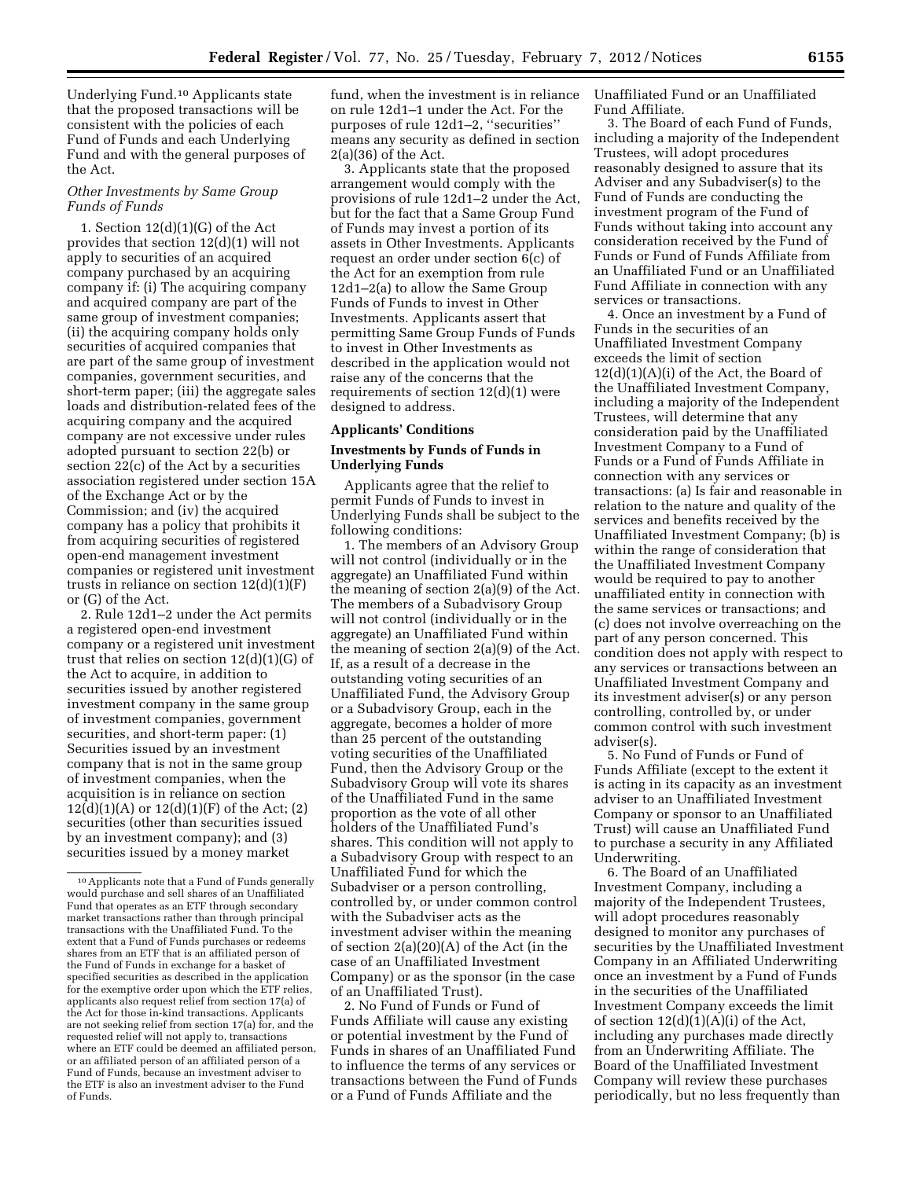Underlying Fund.[10] Applicants state that the proposed transactions will be consistent with the policies of each Fund of Funds and each Underlying Fund and with the general purposes of the Act.

*Other Investments by Same Group Funds of Funds*

1. Section 12(d)(1)(G) of the Act provides that section 12(d)(1) will not apply to securities of an acquired company purchased by an acquiring company if: (i) The acquiring company and acquired company are part of the same group of investment companies; (ii) the acquiring company holds only securities of acquired companies that are part of the same group of investment companies, government securities, and short-term paper; (iii) the aggregate sales loads and distribution-related fees of the acquiring company and the acquired company are not excessive under rules adopted pursuant to section 22(b) or section 22(c) of the Act by a securities association registered under section 15A of the Exchange Act or by the Commission; and (iv) the acquired company has a policy that prohibits it from acquiring securities of registered open-end management investment companies or registered unit investment trusts in reliance on section 12(d)(1)(F) or (G) of the Act.

2. Rule 12d1–2 under the Act permits a registered open-end investment company or a registered unit investment trust that relies on section 12(d)(1)(G) of the Act to acquire, in addition to securities issued by another registered investment company in the same group of investment companies, government securities, and short-term paper: (1) Securities issued by an investment company that is not in the same group of investment companies, when the acquisition is in reliance on section 12(d)(1)(A) or 12(d)(1)(F) of the Act; (2) securities (other than securities issued by an investment company); and (3) securities issued by a money market fund, when the investment is in reliance on rule 12d1–1 under the Act. For the purposes of rule 12d1–2, "securities" means any security as defined in section 2(a)(36) of the Act.

3. Applicants state that the proposed arrangement would comply with the provisions of rule 12d1–2 under the Act, but for the fact that a Same Group Fund of Funds may invest a portion of its assets in Other Investments. Applicants request an order under section 6(c) of the Act for an exemption from rule 12d1–2(a) to allow the Same Group Funds of Funds to invest in Other Investments. Applicants assert that permitting Same Group Funds of Funds to invest in Other Investments as described in the application would not raise any of the concerns that the requirements of section 12(d)(1) were designed to address.

## Applicants' Conditions

### Investments by Funds of Funds in Underlying Funds

Applicants agree that the relief to permit Funds of Funds to invest in Underlying Funds shall be subject to the following conditions:

1. The members of an Advisory Group will not control (individually or in the aggregate) an Unaffiliated Fund within the meaning of section 2(a)(9) of the Act. The members of a Subadvisory Group will not control (individually or in the aggregate) an Unaffiliated Fund within the meaning of section 2(a)(9) of the Act. If, as a result of a decrease in the outstanding voting securities of an Unaffiliated Fund, the Advisory Group or a Subadvisory Group, each in the aggregate, becomes a holder of more than 25 percent of the outstanding voting securities of the Unaffiliated Fund, then the Advisory Group or the Subadvisory Group will vote its shares of the Unaffiliated Fund in the same proportion as the vote of all other holders of the Unaffiliated Fund's shares. This condition will not apply to a Subadvisory Group with respect to an Unaffiliated Fund for which the Subadviser or a person controlling, controlled by, or under common control with the Subadviser acts as the investment adviser within the meaning of section 2(a)(20)(A) of the Act (in the case of an Unaffiliated Investment Company) or as the sponsor (in the case of an Unaffiliated Trust).

2. No Fund of Funds or Fund of Funds Affiliate will cause any existing or potential investment by the Fund of Funds in shares of an Unaffiliated Fund to influence the terms of any services or transactions between the Fund of Funds or a Fund of Funds Affiliate and the Unaffiliated Fund or an Unaffiliated Fund Affiliate.

3. The Board of each Fund of Funds, including a majority of the Independent Trustees, will adopt procedures reasonably designed to assure that its Adviser and any Subadviser(s) to the Fund of Funds are conducting the investment program of the Fund of Funds without taking into account any consideration received by the Fund of Funds or Fund of Funds Affiliate from an Unaffiliated Fund or an Unaffiliated Fund Affiliate in connection with any services or transactions.

4. Once an investment by a Fund of Funds in the securities of an Unaffiliated Investment Company exceeds the limit of section 12(d)(1)(A)(i) of the Act, the Board of the Unaffiliated Investment Company, including a majority of the Independent Trustees, will determine that any consideration paid by the Unaffiliated Investment Company to a Fund of Funds or a Fund of Funds Affiliate in connection with any services or transactions: (a) Is fair and reasonable in relation to the nature and quality of the services and benefits received by the Unaffiliated Investment Company; (b) is within the range of consideration that the Unaffiliated Investment Company would be required to pay to another unaffiliated entity in connection with the same services or transactions; and (c) does not involve overreaching on the part of any person concerned. This condition does not apply with respect to any services or transactions between an Unaffiliated Investment Company and its investment adviser(s) or any person controlling, controlled by, or under common control with such investment adviser(s).

5. No Fund of Funds or Fund of Funds Affiliate (except to the extent it is acting in its capacity as an investment adviser to an Unaffiliated Investment Company or sponsor to an Unaffiliated Trust) will cause an Unaffiliated Fund to purchase a security in any Affiliated Underwriting.

6. The Board of an Unaffiliated Investment Company, including a majority of the Independent Trustees, will adopt procedures reasonably designed to monitor any purchases of securities by the Unaffiliated Investment Company in an Affiliated Underwriting once an investment by a Fund of Funds in the securities of the Unaffiliated Investment Company exceeds the limit of section 12(d)(1)(A)(i) of the Act, including any purchases made directly from an Underwriting Affiliate. The Board of the Unaffiliated Investment Company will review these purchases periodically, but no less frequently than

---

[10] Applicants note that a Fund of Funds generally would purchase and sell shares of an Unaffiliated Fund that operates as an ETF through secondary market transactions rather than through principal transactions with the Unaffiliated Fund. To the extent that a Fund of Funds purchases or redeems shares from an ETF that is an affiliated person of the Fund of Funds in exchange for a basket of specified securities as described in the application for the exemptive order upon which the ETF relies, applicants also request relief from section 17(a) of the Act for those in-kind transactions. Applicants are not seeking relief from section 17(a) for, and the requested relief will not apply to, transactions where an ETF could be deemed an affiliated person, or an affiliated person of an affiliated person of a Fund of Funds, because an investment adviser to the ETF is also an investment adviser to the Fund of Funds.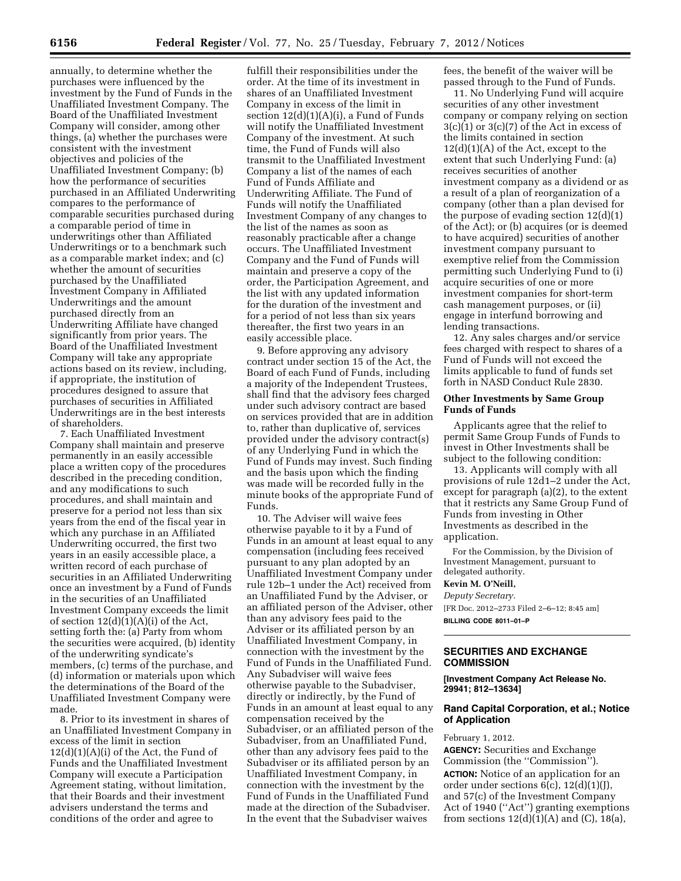annually, to determine whether the purchases were influenced by the investment by the Fund of Funds in the Unaffiliated Investment Company. The Board of the Unaffiliated Investment Company will consider, among other things, (a) whether the purchases were consistent with the investment objectives and policies of the Unaffiliated Investment Company; (b) how the performance of securities purchased in an Affiliated Underwriting compares to the performance of comparable securities purchased during a comparable period of time in underwritings other than Affiliated Underwritings or to a benchmark such as a comparable market index; and (c) whether the amount of securities purchased by the Unaffiliated Investment Company in Affiliated Underwritings and the amount purchased directly from an Underwriting Affiliate have changed significantly from prior years. The Board of the Unaffiliated Investment Company will take any appropriate actions based on its review, including, if appropriate, the institution of procedures designed to assure that purchases of securities in Affiliated Underwritings are in the best interests of shareholders.

7. Each Unaffiliated Investment Company shall maintain and preserve permanently in an easily accessible place a written copy of the procedures described in the preceding condition, and any modifications to such procedures, and shall maintain and preserve for a period not less than six years from the end of the fiscal year in which any purchase in an Affiliated Underwriting occurred, the first two years in an easily accessible place, a written record of each purchase of securities in an Affiliated Underwriting once an investment by a Fund of Funds in the securities of an Unaffiliated Investment Company exceeds the limit of section 12(d)(1)(A)(i) of the Act, setting forth the: (a) Party from whom the securities were acquired, (b) identity of the underwriting syndicate's members, (c) terms of the purchase, and (d) information or materials upon which the determinations of the Board of the Unaffiliated Investment Company were made.

8. Prior to its investment in shares of an Unaffiliated Investment Company in excess of the limit in section 12(d)(1)(A)(i) of the Act, the Fund of Funds and the Unaffiliated Investment Company will execute a Participation Agreement stating, without limitation, that their Boards and their investment advisers understand the terms and conditions of the order and agree to fulfill their responsibilities under the order. At the time of its investment in shares of an Unaffiliated Investment Company in excess of the limit in section 12(d)(1)(A)(i), a Fund of Funds will notify the Unaffiliated Investment Company of the investment. At such time, the Fund of Funds will also transmit to the Unaffiliated Investment Company a list of the names of each Fund of Funds Affiliate and Underwriting Affiliate. The Fund of Funds will notify the Unaffiliated Investment Company of any changes to the list of the names as soon as reasonably practicable after a change occurs. The Unaffiliated Investment Company and the Fund of Funds will maintain and preserve a copy of the order, the Participation Agreement, and the list with any updated information for the duration of the investment and for a period of not less than six years thereafter, the first two years in an easily accessible place.

9. Before approving any advisory contract under section 15 of the Act, the Board of each Fund of Funds, including a majority of the Independent Trustees, shall find that the advisory fees charged under such advisory contract are based on services provided that are in addition to, rather than duplicative of, services provided under the advisory contract(s) of any Underlying Fund in which the Fund of Funds may invest. Such finding and the basis upon which the finding was made will be recorded fully in the minute books of the appropriate Fund of Funds.

10. The Adviser will waive fees otherwise payable to it by a Fund of Funds in an amount at least equal to any compensation (including fees received pursuant to any plan adopted by an Unaffiliated Investment Company under rule 12b–1 under the Act) received from an Unaffiliated Fund by the Adviser, or an affiliated person of the Adviser, other than any advisory fees paid to the Adviser or its affiliated person by an Unaffiliated Investment Company, in connection with the investment by the Fund of Funds in the Unaffiliated Fund. Any Subadviser will waive fees otherwise payable to the Subadviser, directly or indirectly, by the Fund of Funds in an amount at least equal to any compensation received by the Subadviser, or an affiliated person of the Subadviser, from an Unaffiliated Fund, other than any advisory fees paid to the Subadviser or its affiliated person by an Unaffiliated Investment Company, in connection with the investment by the Fund of Funds in the Unaffiliated Fund made at the direction of the Subadviser. In the event that the Subadviser waives fees, the benefit of the waiver will be passed through to the Fund of Funds.

11. No Underlying Fund will acquire securities of any other investment company or company relying on section 3(c)(1) or 3(c)(7) of the Act in excess of the limits contained in section 12(d)(1)(A) of the Act, except to the extent that such Underlying Fund: (a) receives securities of another investment company as a dividend or as a result of a plan of reorganization of a company (other than a plan devised for the purpose of evading section 12(d)(1) of the Act); or (b) acquires (or is deemed to have acquired) securities of another investment company pursuant to exemptive relief from the Commission permitting such Underlying Fund to (i) acquire securities of one or more investment companies for short-term cash management purposes, or (ii) engage in interfund borrowing and lending transactions.

12. Any sales charges and/or service fees charged with respect to shares of a Fund of Funds will not exceed the limits applicable to fund of funds set forth in NASD Conduct Rule 2830.

### Other Investments by Same Group Funds of Funds

Applicants agree that the relief to permit Same Group Funds of Funds to invest in Other Investments shall be subject to the following condition:

13. Applicants will comply with all provisions of rule 12d1–2 under the Act, except for paragraph (a)(2), to the extent that it restricts any Same Group Fund of Funds from investing in Other Investments as described in the application.

For the Commission, by the Division of Investment Management, pursuant to delegated authority.

**Kevin M. O'Neill,**

*Deputy Secretary.*

[FR Doc. 2012–2733 Filed 2–6–12; 8:45 am]

**BILLING CODE 8011–01–P**

---

## SECURITIES AND EXCHANGE COMMISSION

**[Investment Company Act Release No. 29941; 812–13634]**

## Rand Capital Corporation, et al.; Notice of Application

February 1, 2012.

**AGENCY:** Securities and Exchange Commission (the "Commission").

**ACTION:** Notice of an application for an order under sections 6(c), 12(d)(1)(J), and 57(c) of the Investment Company Act of 1940 ("Act") granting exemptions from sections 12(d)(1)(A) and (C), 18(a),